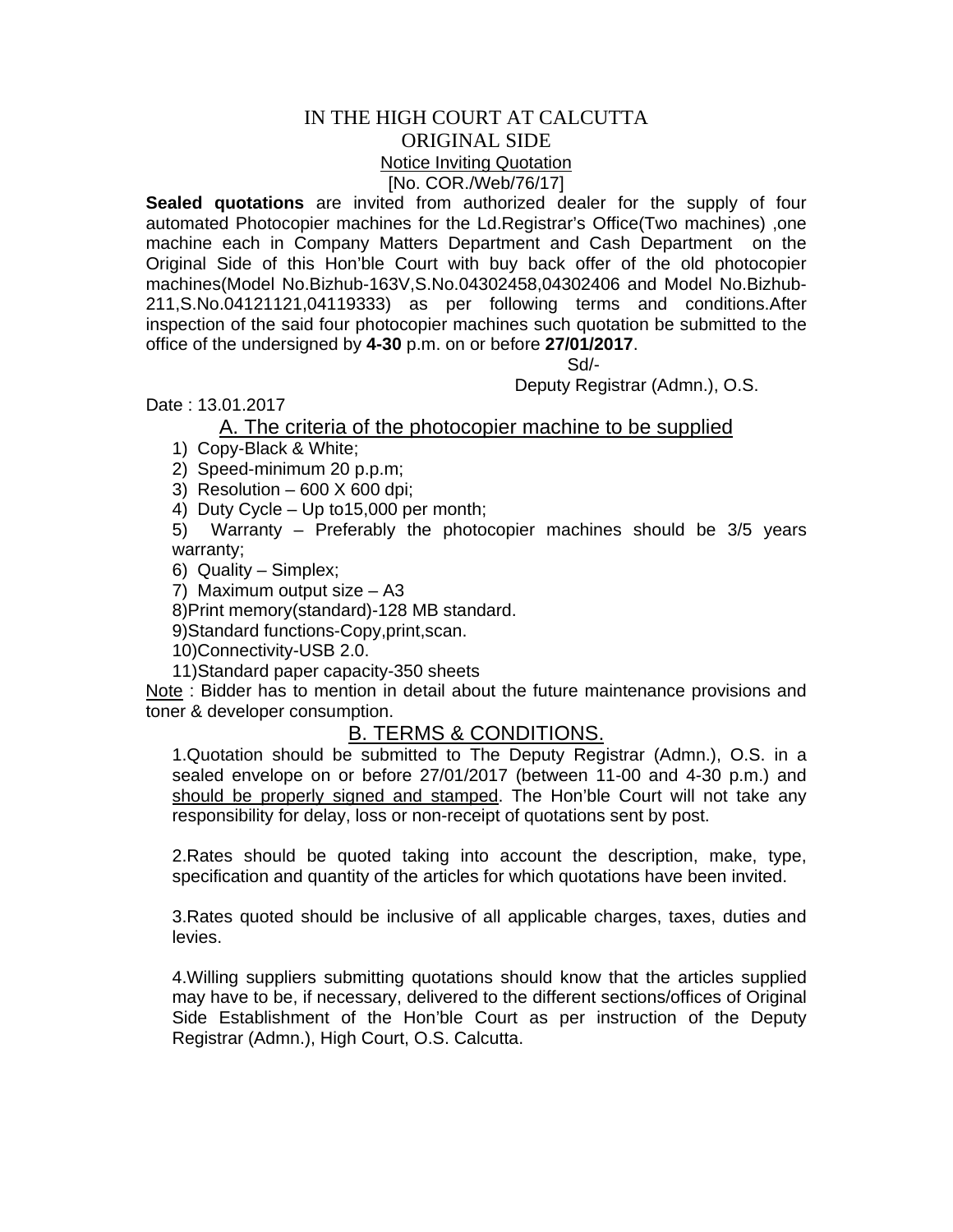# IN THE HIGH COURT AT CALCUTTA

## ORIGINAL SIDE

Notice Inviting Quotation

[No. COR./Web/76/17]

**Sealed quotations** are invited from authorized dealer for the supply of four automated Photocopier machines for the Ld.Registrar's Office(Two machines) ,one machine each in Company Matters Department and Cash Department on the Original Side of this Hon'ble Court with buy back offer of the old photocopier machines(Model No.Bizhub-163V,S.No.04302458,04302406 and Model No.Bizhub-211,S.No.04121121,04119333) as per following terms and conditions.After inspection of the said four photocopier machines such quotation be submitted to the office of the undersigned by **4-30** p.m. on or before **27/01/2017**.

Sd/-

Deputy Registrar (Admn.), O.S.

Date : 13.01.2017

## A. The criteria of the photocopier machine to be supplied

1) Copy-Black & White;
2) Speed-minimum 20 p.p.m;
3) Resolution – 600 X 600 dpi;
4) Duty Cycle – Up to15,000 per month;
5) Warranty – Preferably the photocopier machines should be 3/5 years warranty;
6) Quality – Simplex;
7) Maximum output size – A3
8) Print memory(standard)-128 MB standard.
9) Standard functions-Copy,print,scan.
10) Connectivity-USB 2.0.
11) Standard paper capacity-350 sheets

Note : Bidder has to mention in detail about the future maintenance provisions and toner & developer consumption.

## B. TERMS & CONDITIONS.

1.Quotation should be submitted to The Deputy Registrar (Admn.), O.S. in a sealed envelope on or before 27/01/2017 (between 11-00 and 4-30 p.m.) and should be properly signed and stamped. The Hon'ble Court will not take any responsibility for delay, loss or non-receipt of quotations sent by post.

2.Rates should be quoted taking into account the description, make, type, specification and quantity of the articles for which quotations have been invited.

3.Rates quoted should be inclusive of all applicable charges, taxes, duties and levies.

4.Willing suppliers submitting quotations should know that the articles supplied may have to be, if necessary, delivered to the different sections/offices of Original Side Establishment of the Hon'ble Court as per instruction of the Deputy Registrar (Admn.), High Court, O.S. Calcutta.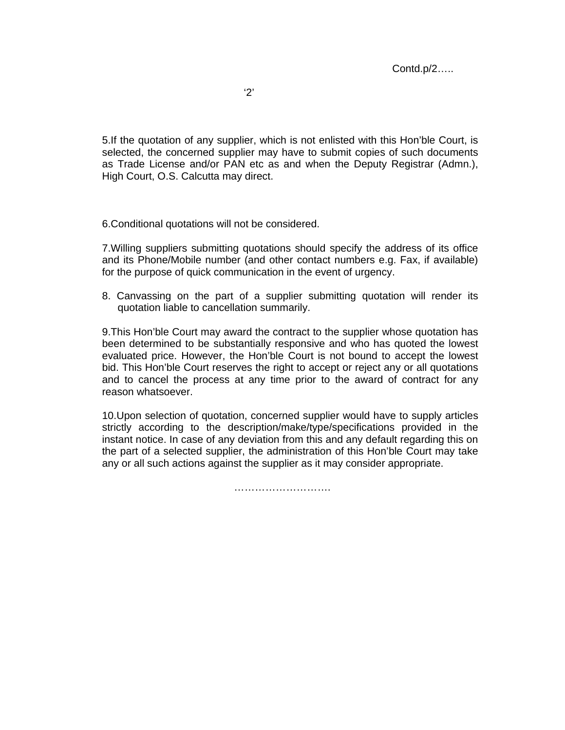5.If the quotation of any supplier, which is not enlisted with this Hon'ble Court, is selected, the concerned supplier may have to submit copies of such documents as Trade License and/or PAN etc as and when the Deputy Registrar (Admn.), High Court, O.S. Calcutta may direct.

6.Conditional quotations will not be considered.

7.Willing suppliers submitting quotations should specify the address of its office and its Phone/Mobile number (and other contact numbers e.g. Fax, if available) for the purpose of quick communication in the event of urgency.

8. Canvassing on the part of a supplier submitting quotation will render its quotation liable to cancellation summarily.

9.This Hon'ble Court may award the contract to the supplier whose quotation has been determined to be substantially responsive and who has quoted the lowest evaluated price. However, the Hon'ble Court is not bound to accept the lowest bid. This Hon'ble Court reserves the right to accept or reject any or all quotations and to cancel the process at any time prior to the award of contract for any reason whatsoever.

10.Upon selection of quotation, concerned supplier would have to supply articles strictly according to the description/make/type/specifications provided in the instant notice. In case of any deviation from this and any default regarding this on the part of a selected supplier, the administration of this Hon'ble Court may take any or all such actions against the supplier as it may consider appropriate.

……………………….